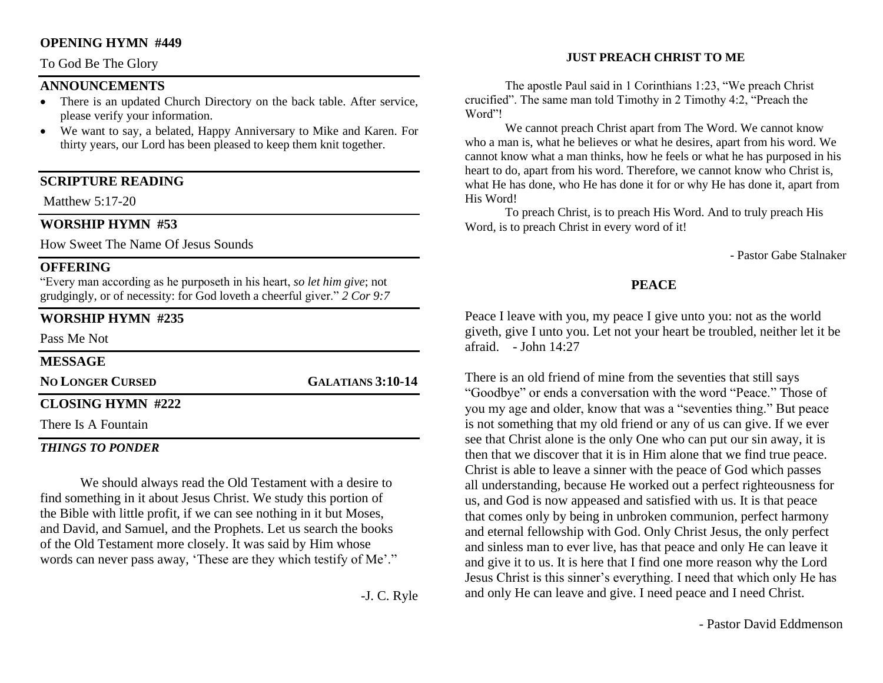**OPENING HYMN #449**

To God Be The Glory

**ANNOUNCEMENTS**

- There is an updated Church Directory on the back table. After service, please verify your information.
- We want to say, a belated, Happy Anniversary to Mike and Karen. For thirty years, our Lord has been pleased to keep them knit together.

**SCRIPTURE READING**

Matthew 5:17-20

**WORSHIP HYMN #53**

How Sweet The Name Of Jesus Sounds

**OFFERING**

"Every man according as he purposeth in his heart, *so let him give*; not grudgingly, or of necessity: for God loveth a cheerful giver." *2 Cor 9:7*

**WORSHIP HYMN #235**

Pass Me Not

**MESSAGE**

**NO LONGER CURSED** **GALATIANS 3:10-14**

**CLOSING HYMN #222**

There Is A Fountain

***THINGS TO PONDER***

We should always read the Old Testament with a desire to find something in it about Jesus Christ. We study this portion of the Bible with little profit, if we can see nothing in it but Moses, and David, and Samuel, and the Prophets. Let us search the books of the Old Testament more closely. It was said by Him whose words can never pass away, 'These are they which testify of Me'."

-J. C. Ryle

**JUST PREACH CHRIST TO ME**

The apostle Paul said in 1 Corinthians 1:23, "We preach Christ crucified". The same man told Timothy in 2 Timothy 4:2, "Preach the Word"!

We cannot preach Christ apart from The Word. We cannot know who a man is, what he believes or what he desires, apart from his word. We cannot know what a man thinks, how he feels or what he has purposed in his heart to do, apart from his word. Therefore, we cannot know who Christ is, what He has done, who He has done it for or why He has done it, apart from His Word!

To preach Christ, is to preach His Word. And to truly preach His Word, is to preach Christ in every word of it!

- Pastor Gabe Stalnaker

**PEACE**

Peace I leave with you, my peace I give unto you: not as the world giveth, give I unto you. Let not your heart be troubled, neither let it be afraid. - John 14:27

There is an old friend of mine from the seventies that still says "Goodbye" or ends a conversation with the word "Peace." Those of you my age and older, know that was a "seventies thing." But peace is not something that my old friend or any of us can give. If we ever see that Christ alone is the only One who can put our sin away, it is then that we discover that it is in Him alone that we find true peace. Christ is able to leave a sinner with the peace of God which passes all understanding, because He worked out a perfect righteousness for us, and God is now appeased and satisfied with us. It is that peace that comes only by being in unbroken communion, perfect harmony and eternal fellowship with God. Only Christ Jesus, the only perfect and sinless man to ever live, has that peace and only He can leave it and give it to us. It is here that I find one more reason why the Lord Jesus Christ is this sinner's everything. I need that which only He has and only He can leave and give. I need peace and I need Christ.

- Pastor David Eddmenson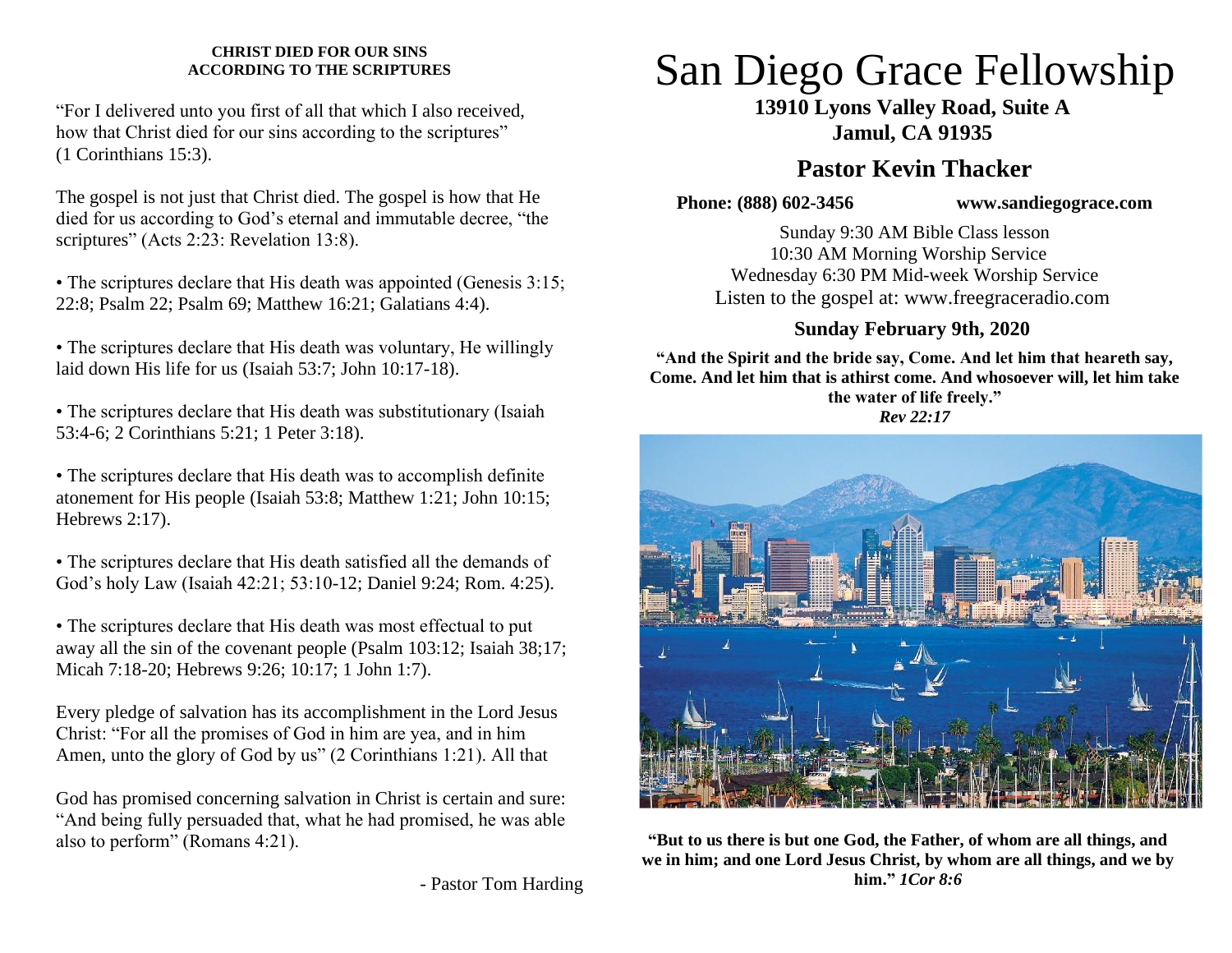**CHRIST DIED FOR OUR SINS**
**ACCORDING TO THE SCRIPTURES**

"For I delivered unto you first of all that which I also received, how that Christ died for our sins according to the scriptures" (1 Corinthians 15:3).

The gospel is not just that Christ died. The gospel is how that He died for us according to God's eternal and immutable decree, "the scriptures" (Acts 2:23: Revelation 13:8).

• The scriptures declare that His death was appointed (Genesis 3:15; 22:8; Psalm 22; Psalm 69; Matthew 16:21; Galatians 4:4).

• The scriptures declare that His death was voluntary, He willingly laid down His life for us (Isaiah 53:7; John 10:17-18).

• The scriptures declare that His death was substitutionary (Isaiah 53:4-6; 2 Corinthians 5:21; 1 Peter 3:18).

• The scriptures declare that His death was to accomplish definite atonement for His people (Isaiah 53:8; Matthew 1:21; John 10:15; Hebrews 2:17).

• The scriptures declare that His death satisfied all the demands of God's holy Law (Isaiah 42:21; 53:10-12; Daniel 9:24; Rom. 4:25).

• The scriptures declare that His death was most effectual to put away all the sin of the covenant people (Psalm 103:12; Isaiah 38;17; Micah 7:18-20; Hebrews 9:26; 10:17; 1 John 1:7).

Every pledge of salvation has its accomplishment in the Lord Jesus Christ: "For all the promises of God in him are yea, and in him Amen, unto the glory of God by us" (2 Corinthians 1:21). All that

God has promised concerning salvation in Christ is certain and sure: "And being fully persuaded that, what he had promised, he was able also to perform" (Romans 4:21).

- Pastor Tom Harding

# San Diego Grace Fellowship

**13910 Lyons Valley Road, Suite A**
**Jamul, CA 91935**

## Pastor Kevin Thacker

**Phone: (888) 602-3456** **www.sandiegograce.com**

Sunday 9:30 AM Bible Class lesson
10:30 AM Morning Worship Service
Wednesday 6:30 PM Mid-week Worship Service
Listen to the gospel at: www.freegraceradio.com

### Sunday February 9th, 2020

**"And the Spirit and the bride say, Come. And let him that heareth say, Come. And let him that is athirst come. And whosoever will, let him take the water of life freely."**
***Rev 22:17***

**"But to us there is but one God, the Father, of whom are all things, and we in him; and one Lord Jesus Christ, by whom are all things, and we by him."** ***1Cor 8:6***